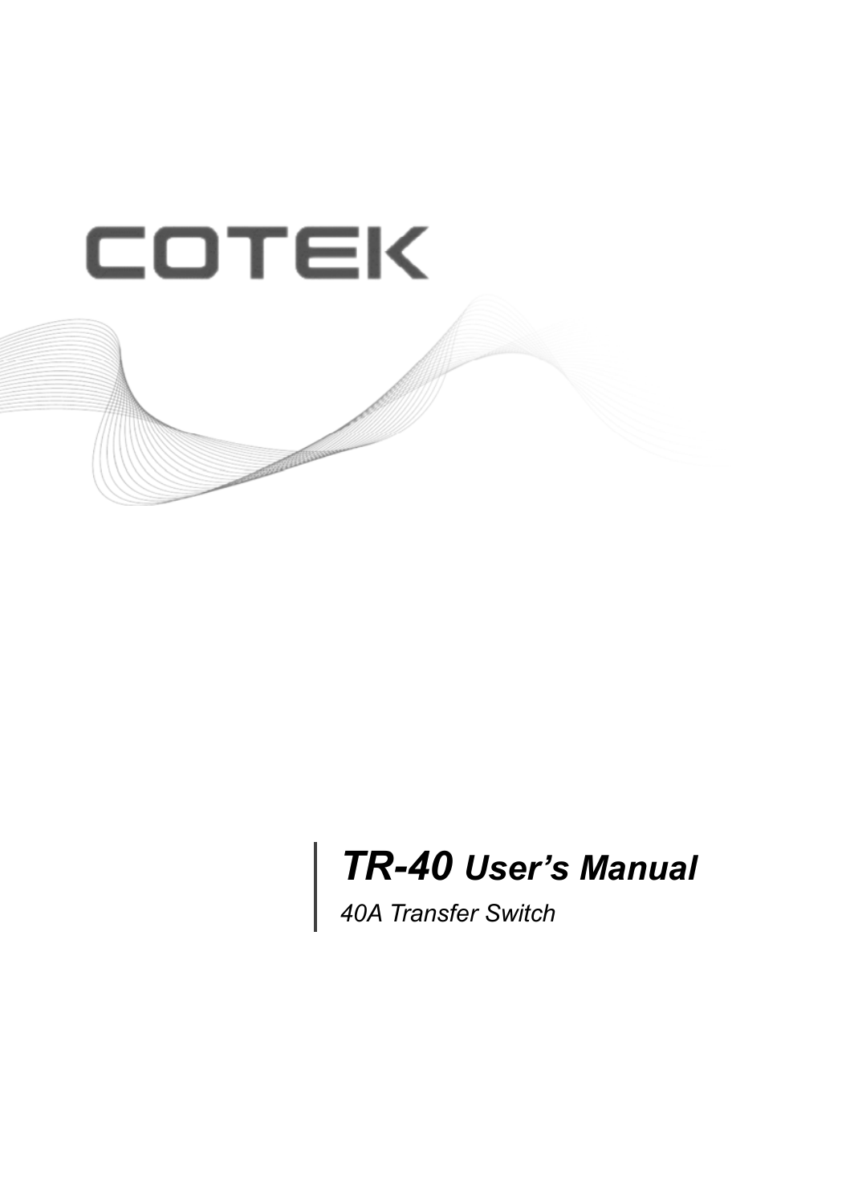COTEK

# *TR-40 User's Manual*

*40A Transfer Switch*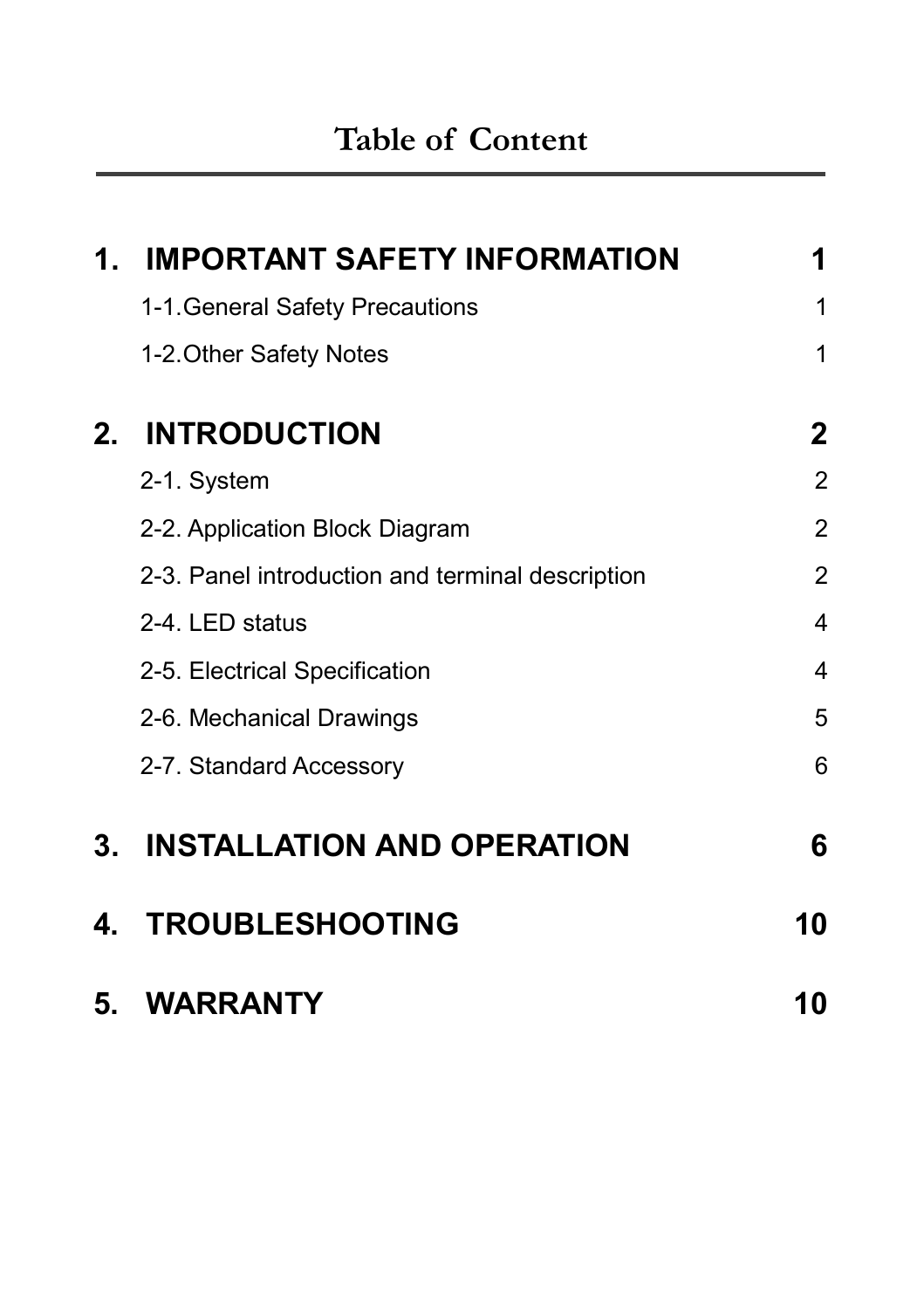# Table of Content

| | |
|---|---|
| **1. IMPORTANT SAFETY INFORMATION** | **1** |
| 1-1.General Safety Precautions | 1 |
| 1-2.Other Safety Notes | 1 |
| **2. INTRODUCTION** | **2** |
| 2-1. System | 2 |
| 2-2. Application Block Diagram | 2 |
| 2-3. Panel introduction and terminal description | 2 |
| 2-4. LED status | 4 |
| 2-5. Electrical Specification | 4 |
| 2-6. Mechanical Drawings | 5 |
| 2-7. Standard Accessory | 6 |
| **3. INSTALLATION AND OPERATION** | **6** |
| **4. TROUBLESHOOTING** | **10** |
| **5. WARRANTY** | **10** |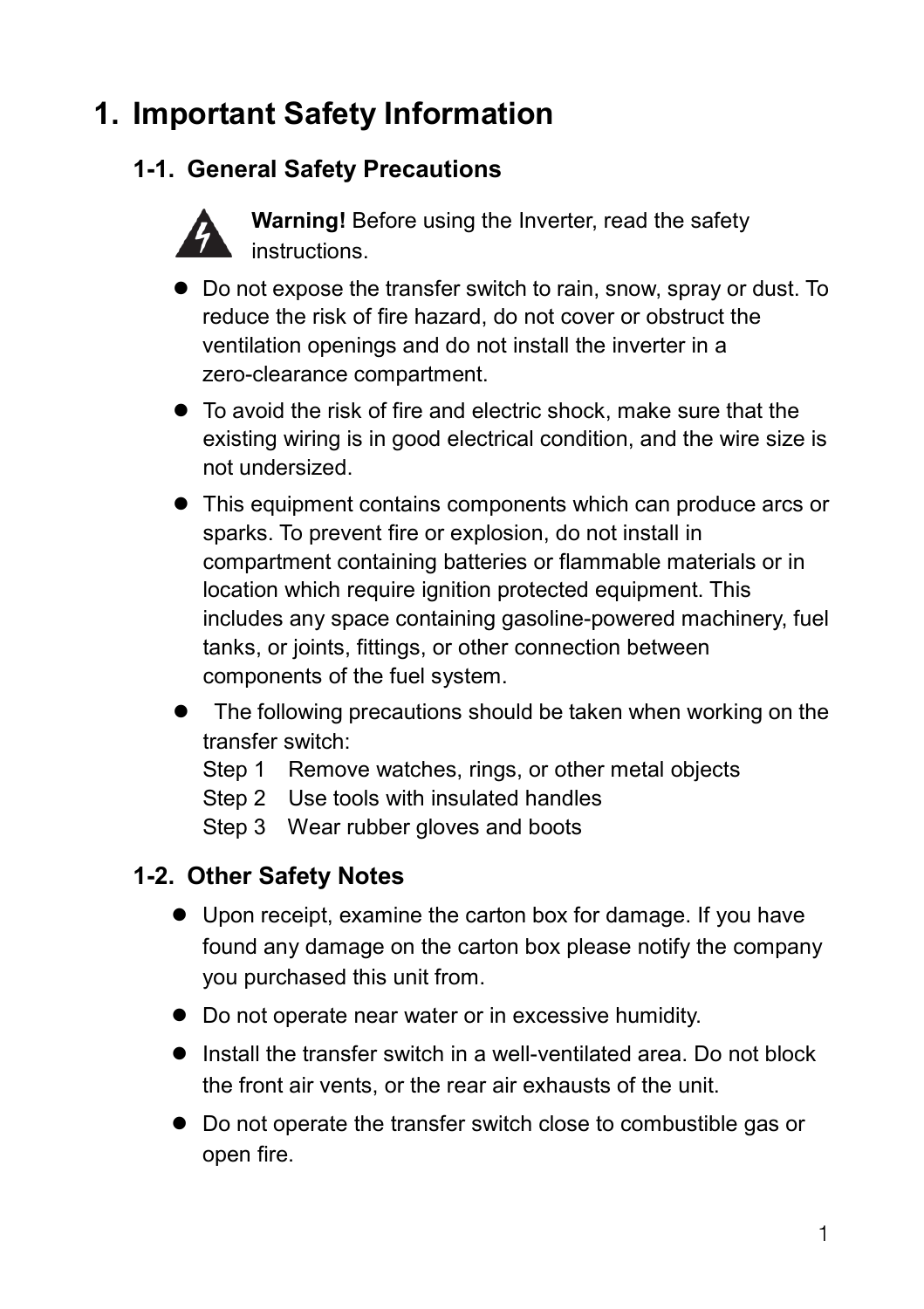# 1. Important Safety Information

## 1-1. General Safety Precautions

**Warning!** Before using the Inverter, read the safety instructions.

- Do not expose the transfer switch to rain, snow, spray or dust. To reduce the risk of fire hazard, do not cover or obstruct the ventilation openings and do not install the inverter in a zero-clearance compartment.
- To avoid the risk of fire and electric shock, make sure that the existing wiring is in good electrical condition, and the wire size is not undersized.
- This equipment contains components which can produce arcs or sparks. To prevent fire or explosion, do not install in compartment containing batteries or flammable materials or in location which require ignition protected equipment. This includes any space containing gasoline-powered machinery, fuel tanks, or joints, fittings, or other connection between components of the fuel system.
- The following precautions should be taken when working on the transfer switch:
  Step 1 Remove watches, rings, or other metal objects
  Step 2 Use tools with insulated handles
  Step 3 Wear rubber gloves and boots

## 1-2. Other Safety Notes

- Upon receipt, examine the carton box for damage. If you have found any damage on the carton box please notify the company you purchased this unit from.
- Do not operate near water or in excessive humidity.
- Install the transfer switch in a well-ventilated area. Do not block the front air vents, or the rear air exhausts of the unit.
- Do not operate the transfer switch close to combustible gas or open fire.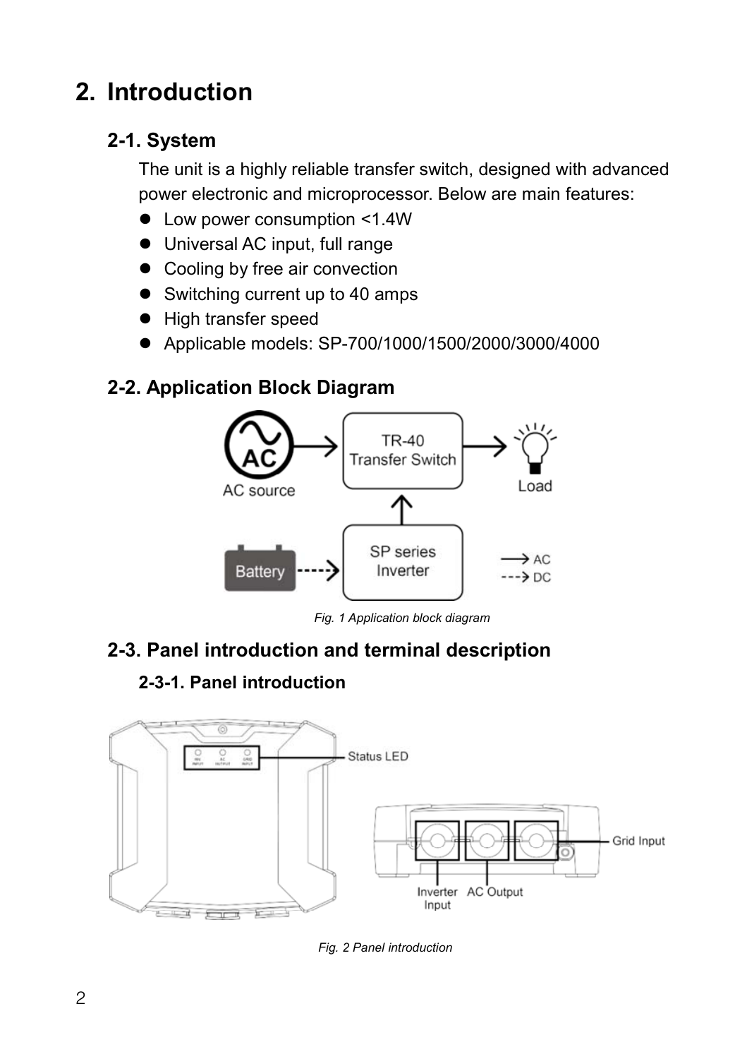# 2. Introduction

## 2-1. System

The unit is a highly reliable transfer switch, designed with advanced power electronic and microprocessor. Below are main features:

- Low power consumption <1.4W
- Universal AC input, full range
- Cooling by free air convection
- Switching current up to 40 amps
- High transfer speed
- Applicable models: SP-700/1000/1500/2000/3000/4000

## 2-2. Application Block Diagram

*Fig. 1 Application block diagram*

## 2-3. Panel introduction and terminal description

### 2-3-1. Panel introduction

*Fig. 2 Panel introduction*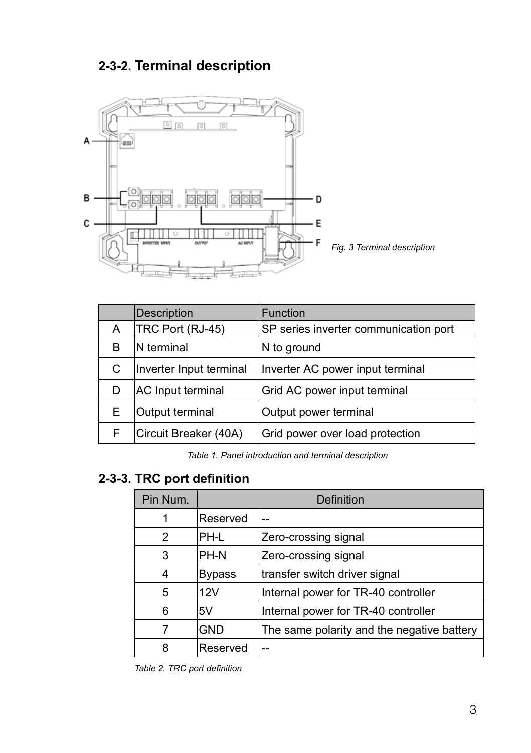## 2-3-2. Terminal description

Fig. 3 Terminal description

| | Description | Function |
|---|---|---|
| A | TRC Port (RJ-45) | SP series inverter communication port |
| B | N terminal | N to ground |
| C | Inverter Input terminal | Inverter AC power input terminal |
| D | AC Input terminal | Grid AC power input terminal |
| E | Output terminal | Output power terminal |
| F | Circuit Breaker (40A) | Grid power over load protection |

*Table 1. Panel introduction and terminal description*

## 2-3-3. TRC port definition

| Pin Num. | Definition | |
|---|---|---|
| 1 | Reserved | -- |
| 2 | PH-L | Zero-crossing signal |
| 3 | PH-N | Zero-crossing signal |
| 4 | Bypass | transfer switch driver signal |
| 5 | 12V | Internal power for TR-40 controller |
| 6 | 5V | Internal power for TR-40 controller |
| 7 | GND | The same polarity and the negative battery |
| 8 | Reserved | -- |

*Table 2. TRC port definition*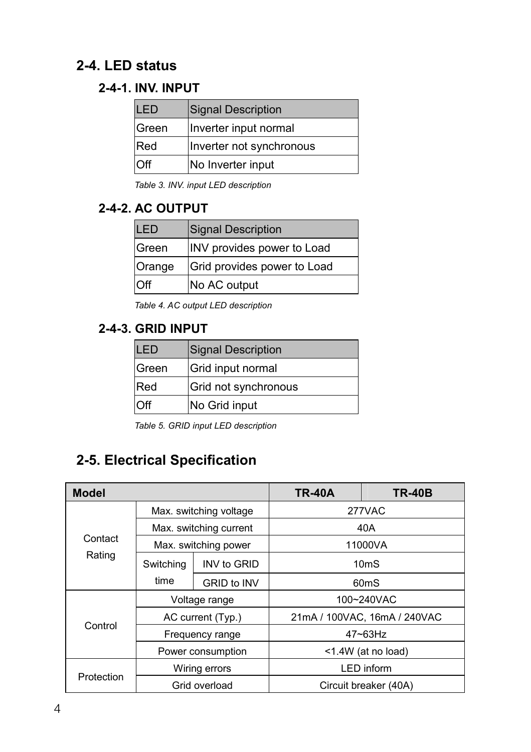## 2-4. LED status

### 2-4-1. INV. INPUT

| LED | Signal Description |
|---|---|
| Green | Inverter input normal |
| Red | Inverter not synchronous |
| Off | No Inverter input |

*Table 3. INV. input LED description*

### 2-4-2. AC OUTPUT

| LED | Signal Description |
|---|---|
| Green | INV provides power to Load |
| Orange | Grid provides power to Load |
| Off | No AC output |

*Table 4. AC output LED description*

### 2-4-3. GRID INPUT

| LED | Signal Description |
|---|---|
| Green | Grid input normal |
| Red | Grid not synchronous |
| Off | No Grid input |

*Table 5. GRID input LED description*

## 2-5. Electrical Specification

| **Model** | | | **TR-40A** | **TR-40B** |
|---|---|---|---|---|
| Contact Rating | Max. switching voltage | | 277VAC | |
| | Max. switching current | | 40A | |
| | Max. switching power | | 11000VA | |
| | Switching time | INV to GRID | 10mS | |
| | | GRID to INV | 60mS | |
| Control | Voltage range | | 100~240VAC | |
| | AC current (Typ.) | | 21mA / 100VAC, 16mA / 240VAC | |
| | Frequency range | | 47~63Hz | |
| | Power consumption | | <1.4W (at no load) | |
| Protection | Wiring errors | | LED inform | |
| | Grid overload | | Circuit breaker (40A) | |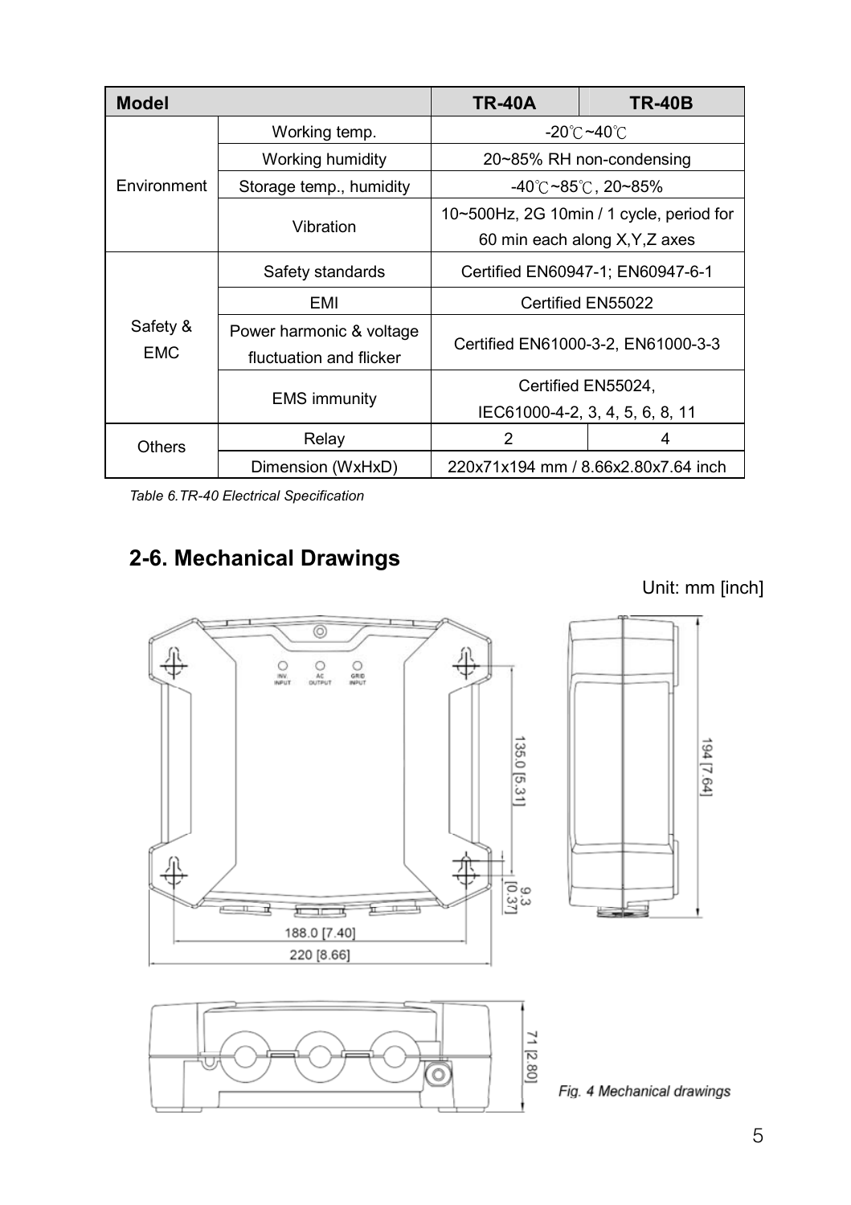| Model | | TR-40A | TR-40B |
|---|---|---|---|
| Environment | Working temp. | -20℃~40℃ | |
| | Working humidity | 20~85% RH non-condensing | |
| | Storage temp., humidity | -40℃~85℃, 20~85% | |
| | Vibration | 10~500Hz, 2G 10min / 1 cycle, period for 60 min each along X,Y,Z axes | |
| Safety & EMC | Safety standards | Certified EN60947-1; EN60947-6-1 | |
| | EMI | Certified EN55022 | |
| | Power harmonic & voltage fluctuation and flicker | Certified EN61000-3-2, EN61000-3-3 | |
| | EMS immunity | Certified EN55024, IEC61000-4-2, 3, 4, 5, 6, 8, 11 | |
| Others | Relay | 2 | 4 |
| | Dimension (WxHxD) | 220x71x194 mm / 8.66x2.80x7.64 inch | |

*Table 6.TR-40 Electrical Specification*

## 2-6. Mechanical Drawings

Unit: mm [inch]

INV INPUT AC OUTPUT GRID INPUT

135.0 [5.31]

9.3 [0.37]

188.0 [7.40]

220 [8.66]

194 [7.64]

71 [2.80]

*Fig. 4 Mechanical drawings*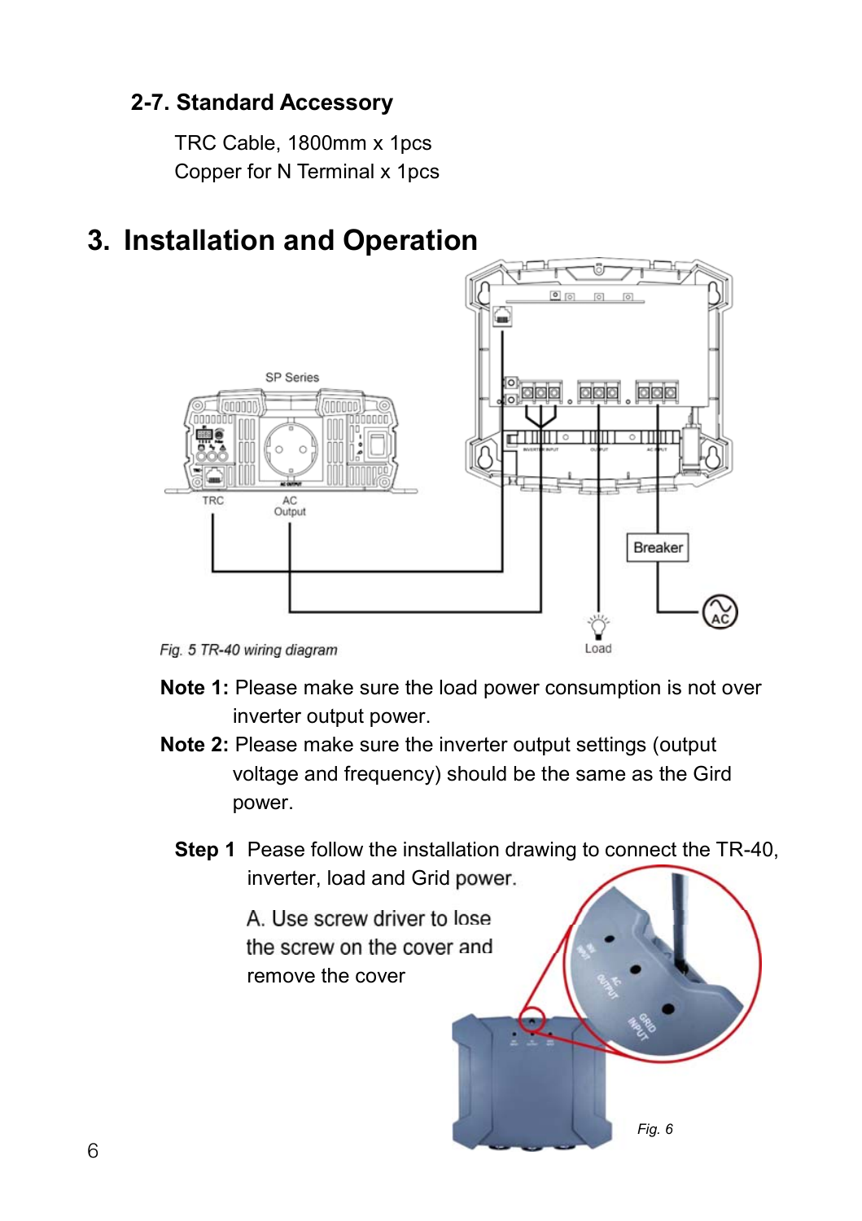## 2-7. Standard Accessory

TRC Cable, 1800mm x 1pcs
Copper for N Terminal x 1pcs

# 3. Installation and Operation

*Fig. 5 TR-40 wiring diagram*

**Note 1:** Please make sure the load power consumption is not over inverter output power.

**Note 2:** Please make sure the inverter output settings (output voltage and frequency) should be the same as the Gird power.

**Step 1** Pease follow the installation drawing to connect the TR-40, inverter, load and Grid power.

A. Use screw driver to lose the screw on the cover and remove the cover

*Fig. 6*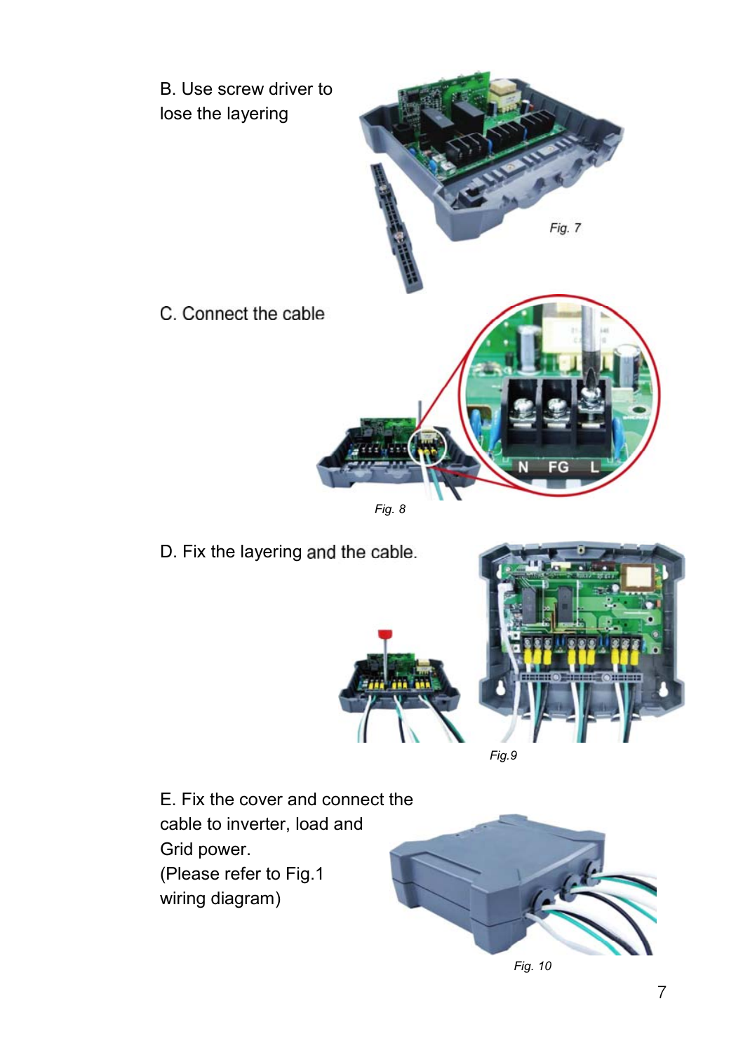B. Use screw driver to lose the layering

Fig. 7

C. Connect the cable

Fig. 8

D. Fix the layering and the cable.

Fig.9

E. Fix the cover and connect the cable to inverter, load and Grid power.
(Please refer to Fig.1 wiring diagram)

Fig. 10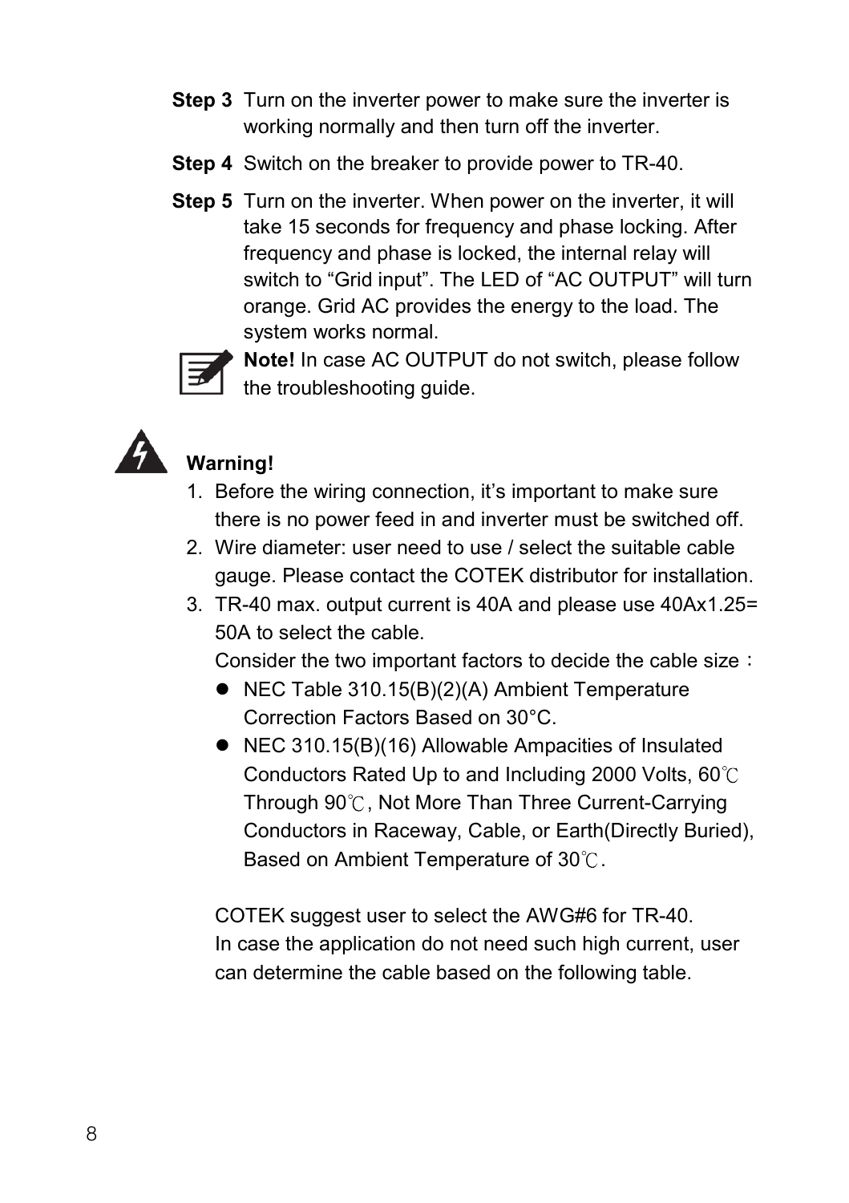**Step 3** Turn on the inverter power to make sure the inverter is working normally and then turn off the inverter.

**Step 4** Switch on the breaker to provide power to TR-40.

**Step 5** Turn on the inverter. When power on the inverter, it will take 15 seconds for frequency and phase locking. After frequency and phase is locked, the internal relay will switch to “Grid input”. The LED of “AC OUTPUT” will turn orange. Grid AC provides the energy to the load. The system works normal.

**Note!** In case AC OUTPUT do not switch, please follow the troubleshooting guide.

**Warning!**

1. Before the wiring connection, it’s important to make sure there is no power feed in and inverter must be switched off.
2. Wire diameter: user need to use / select the suitable cable gauge. Please contact the COTEK distributor for installation.
3. TR-40 max. output current is 40A and please use 40Ax1.25= 50A to select the cable.

   Consider the two important factors to decide the cable size：

   - NEC Table 310.15(B)(2)(A) Ambient Temperature Correction Factors Based on 30°C.
   - NEC 310.15(B)(16) Allowable Ampacities of Insulated Conductors Rated Up to and Including 2000 Volts, 60℃ Through 90℃, Not More Than Three Current-Carrying Conductors in Raceway, Cable, or Earth(Directly Buried), Based on Ambient Temperature of 30℃.

   COTEK suggest user to select the AWG#6 for TR-40.
   In case the application do not need such high current, user can determine the cable based on the following table.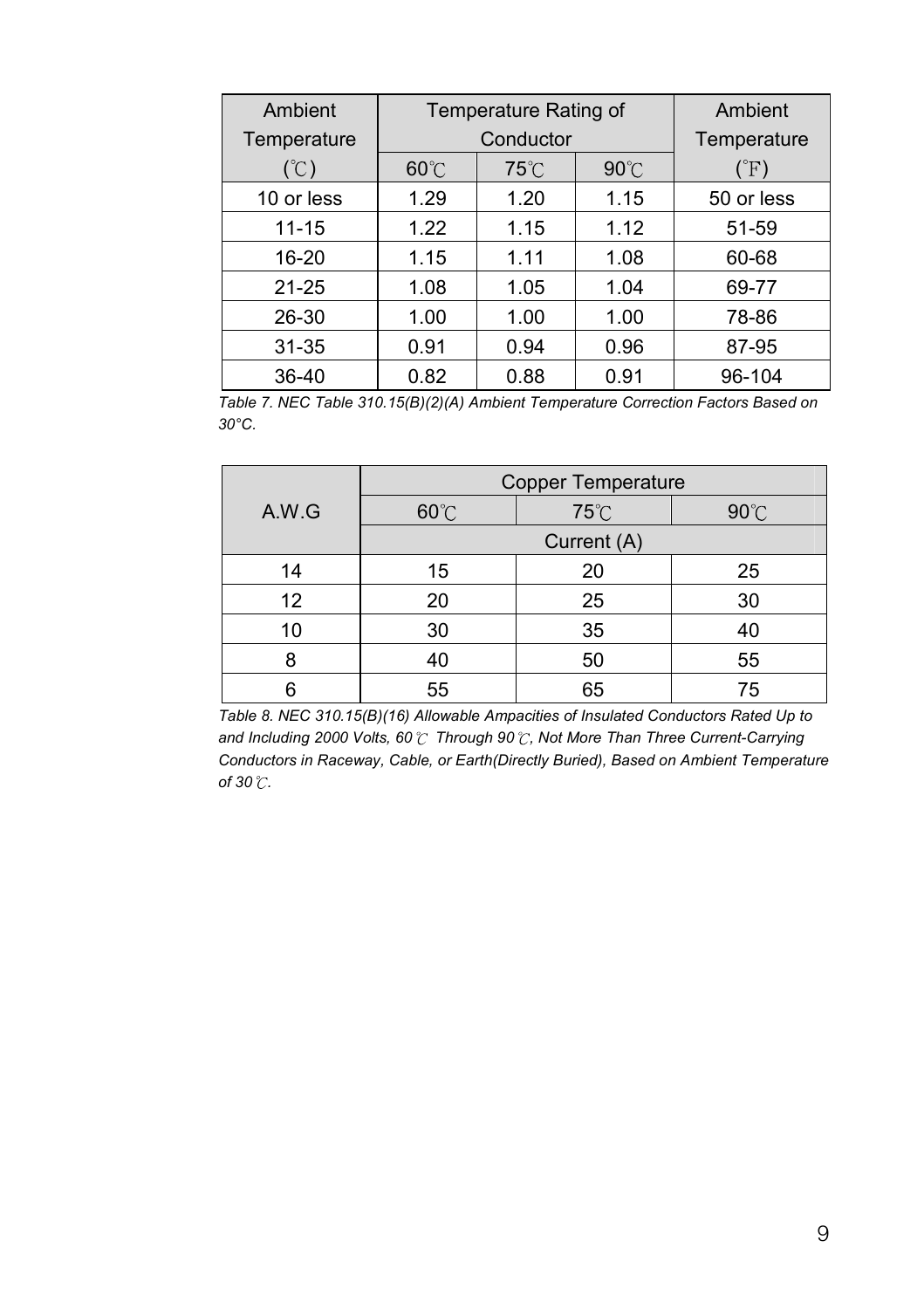| Ambient Temperature (℃) | Temperature Rating of Conductor | | | Ambient Temperature (℉) |
|---|---|---|---|---|
| | 60℃ | 75℃ | 90℃ | |
| 10 or less | 1.29 | 1.20 | 1.15 | 50 or less |
| 11-15 | 1.22 | 1.15 | 1.12 | 51-59 |
| 16-20 | 1.15 | 1.11 | 1.08 | 60-68 |
| 21-25 | 1.08 | 1.05 | 1.04 | 69-77 |
| 26-30 | 1.00 | 1.00 | 1.00 | 78-86 |
| 31-35 | 0.91 | 0.94 | 0.96 | 87-95 |
| 36-40 | 0.82 | 0.88 | 0.91 | 96-104 |

*Table 7. NEC Table 310.15(B)(2)(A) Ambient Temperature Correction Factors Based on 30°C.*

| A.W.G | Copper Temperature | | |
|---|---|---|---|
| | 60℃ | 75℃ | 90℃ |
| | Current (A) | | |
| 14 | 15 | 20 | 25 |
| 12 | 20 | 25 | 30 |
| 10 | 30 | 35 | 40 |
| 8 | 40 | 50 | 55 |
| 6 | 55 | 65 | 75 |

*Table 8. NEC 310.15(B)(16) Allowable Ampacities of Insulated Conductors Rated Up to and Including 2000 Volts, 60℃ Through 90℃, Not More Than Three Current-Carrying Conductors in Raceway, Cable, or Earth(Directly Buried), Based on Ambient Temperature of 30℃.*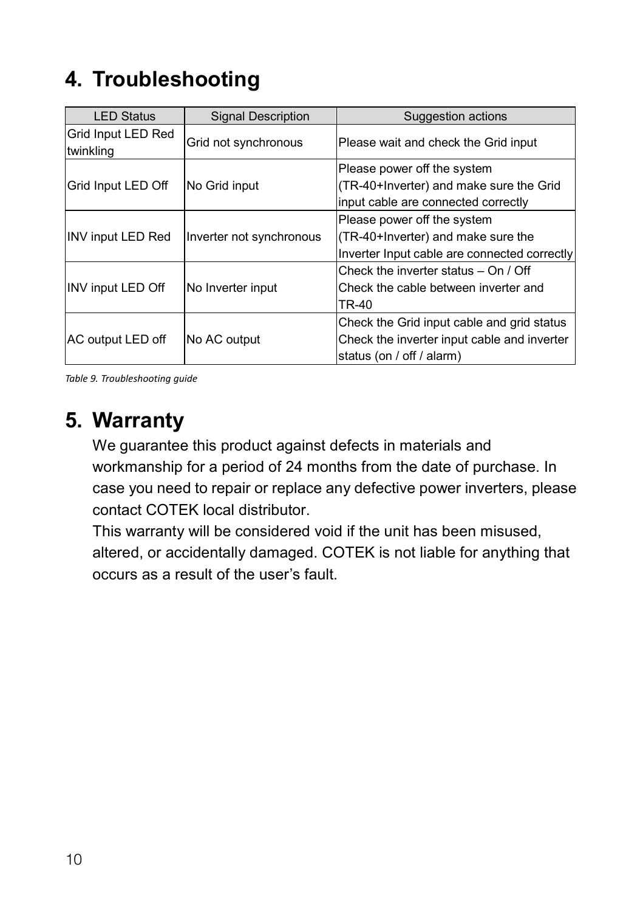# 4. Troubleshooting

| LED Status | Signal Description | Suggestion actions |
|---|---|---|
| Grid Input LED Red twinkling | Grid not synchronous | Please wait and check the Grid input |
| Grid Input LED Off | No Grid input | Please power off the system (TR-40+Inverter) and make sure the Grid input cable are connected correctly |
| INV input LED Red | Inverter not synchronous | Please power off the system (TR-40+Inverter) and make sure the Inverter Input cable are connected correctly |
| INV input LED Off | No Inverter input | Check the inverter status – On / Off<br>Check the cable between inverter and TR-40 |
| AC output LED off | No AC output | Check the Grid input cable and grid status<br>Check the inverter input cable and inverter status (on / off / alarm) |

*Table 9. Troubleshooting guide*

# 5. Warranty

We guarantee this product against defects in materials and workmanship for a period of 24 months from the date of purchase. In case you need to repair or replace any defective power inverters, please contact COTEK local distributor.

This warranty will be considered void if the unit has been misused, altered, or accidentally damaged. COTEK is not liable for anything that occurs as a result of the user's fault.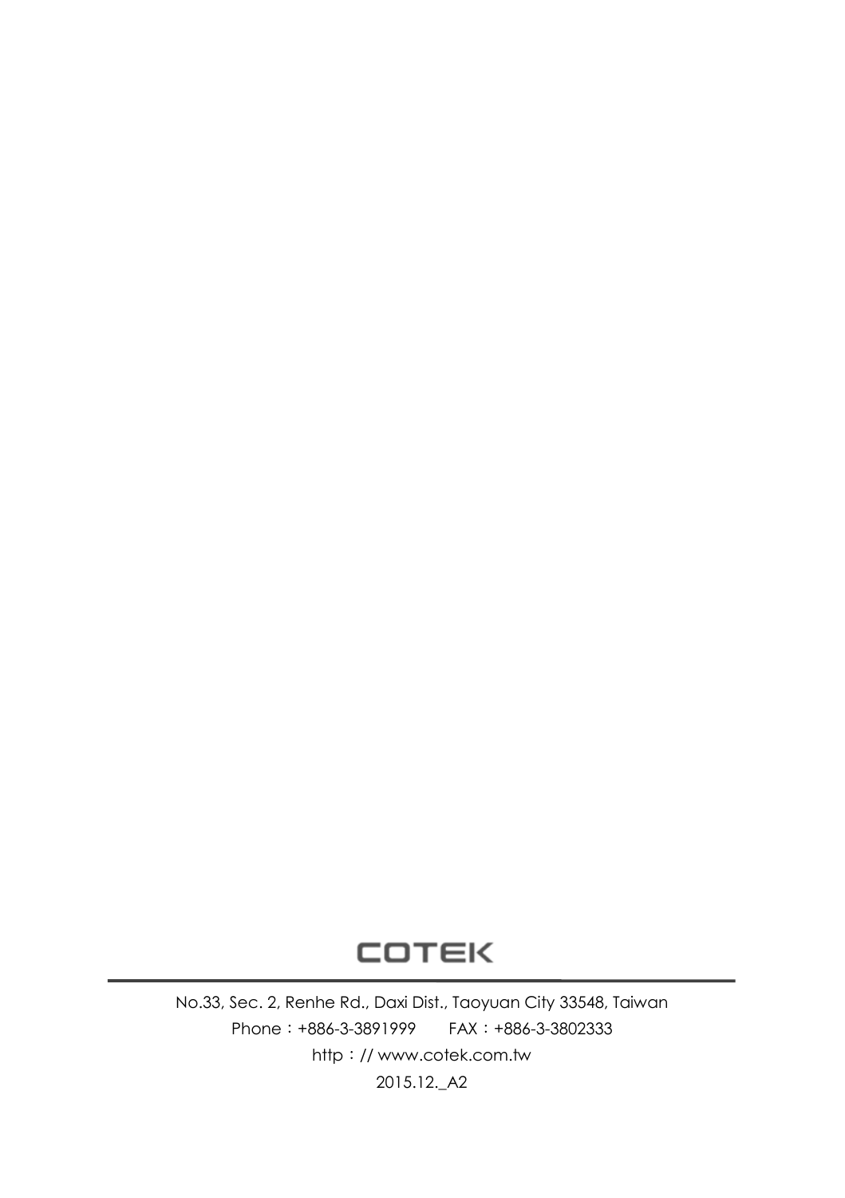COTEK

No.33, Sec. 2, Renhe Rd., Daxi Dist., Taoyuan City 33548, Taiwan

Phone：+886-3-3891999　　FAX：+886-3-3802333

http：// www.cotek.com.tw

2015.12._A2